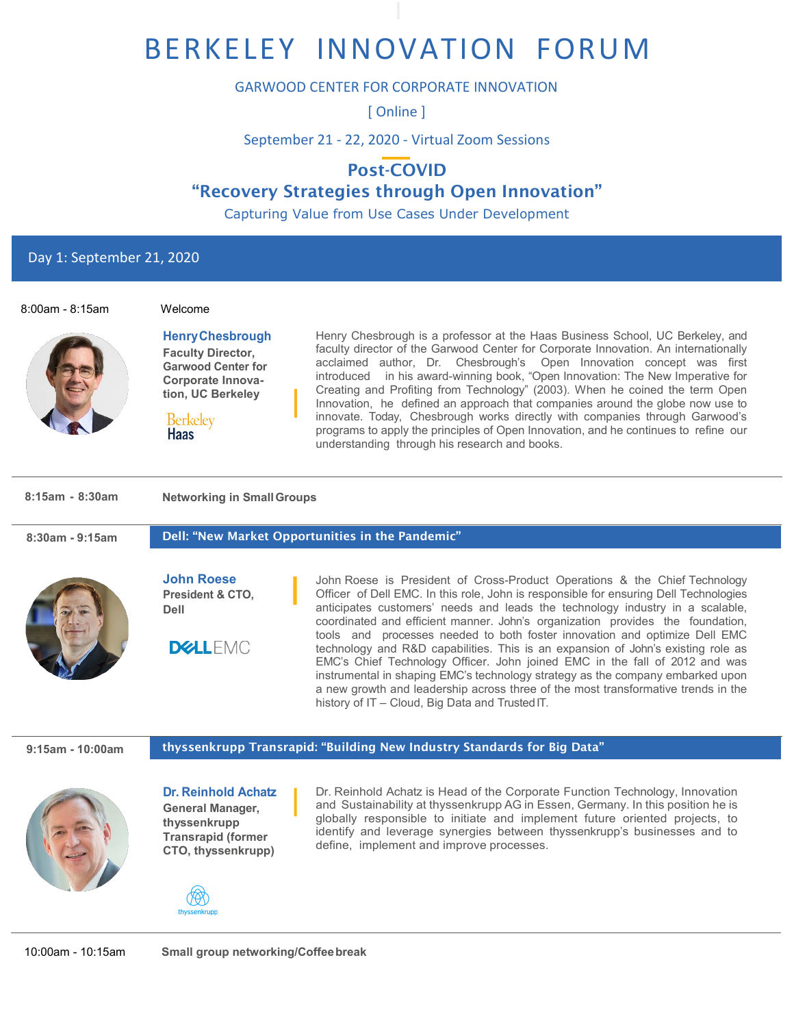# BERKELEY INNOVATION FORUM

GARWOOD CENTER FOR CORPORATE INNOVATION

[ Online ]

September 21 - 22, 2020 - Virtual Zoom Sessions

## Post-COVID
## "Recovery Strategies through Open Innovation"

Capturing Value from Use Cases Under Development

## Day 1: September 21, 2020

**8:00am - 8:15am** Welcome

**Henry Chesbrough**
**Faculty Director, Garwood Center for Corporate Innovation, UC Berkeley**

Berkeley Haas

Henry Chesbrough is a professor at the Haas Business School, UC Berkeley, and faculty director of the Garwood Center for Corporate Innovation. An internationally acclaimed author, Dr. Chesbrough's Open Innovation concept was first introduced in his award-winning book, "Open Innovation: The New Imperative for Creating and Profiting from Technology" (2003). When he coined the term Open Innovation, he defined an approach that companies around the globe now use to innovate. Today, Chesbrough works directly with companies through Garwood's programs to apply the principles of Open Innovation, and he continues to refine our understanding through his research and books.

---

**8:15am - 8:30am** **Networking in Small Groups**

---

**8:30am - 9:15am** **Dell: "New Market Opportunities in the Pandemic"**

**John Roese**
**President & CTO, Dell**

DELL EMC

John Roese is President of Cross-Product Operations & the Chief Technology Officer of Dell EMC. In this role, John is responsible for ensuring Dell Technologies anticipates customers' needs and leads the technology industry in a scalable, coordinated and efficient manner. John's organization provides the foundation, tools and processes needed to both foster innovation and optimize Dell EMC technology and R&D capabilities. This is an expansion of John's existing role as EMC's Chief Technology Officer. John joined EMC in the fall of 2012 and was instrumental in shaping EMC's technology strategy as the company embarked upon a new growth and leadership across three of the most transformative trends in the history of IT – Cloud, Big Data and Trusted IT.

---

**9:15am - 10:00am** **thyssenkrupp Transrapid: "Building New Industry Standards for Big Data"**

**Dr. Reinhold Achatz**
**General Manager, thyssenkrupp Transrapid (former CTO, thyssenkrupp)**

thyssenkrupp

Dr. Reinhold Achatz is Head of the Corporate Function Technology, Innovation and Sustainability at thyssenkrupp AG in Essen, Germany. In this position he is globally responsible to initiate and implement future oriented projects, to identify and leverage synergies between thyssenkrupp's businesses and to define, implement and improve processes.

---

**10:00am - 10:15am** **Small group networking/Coffee break**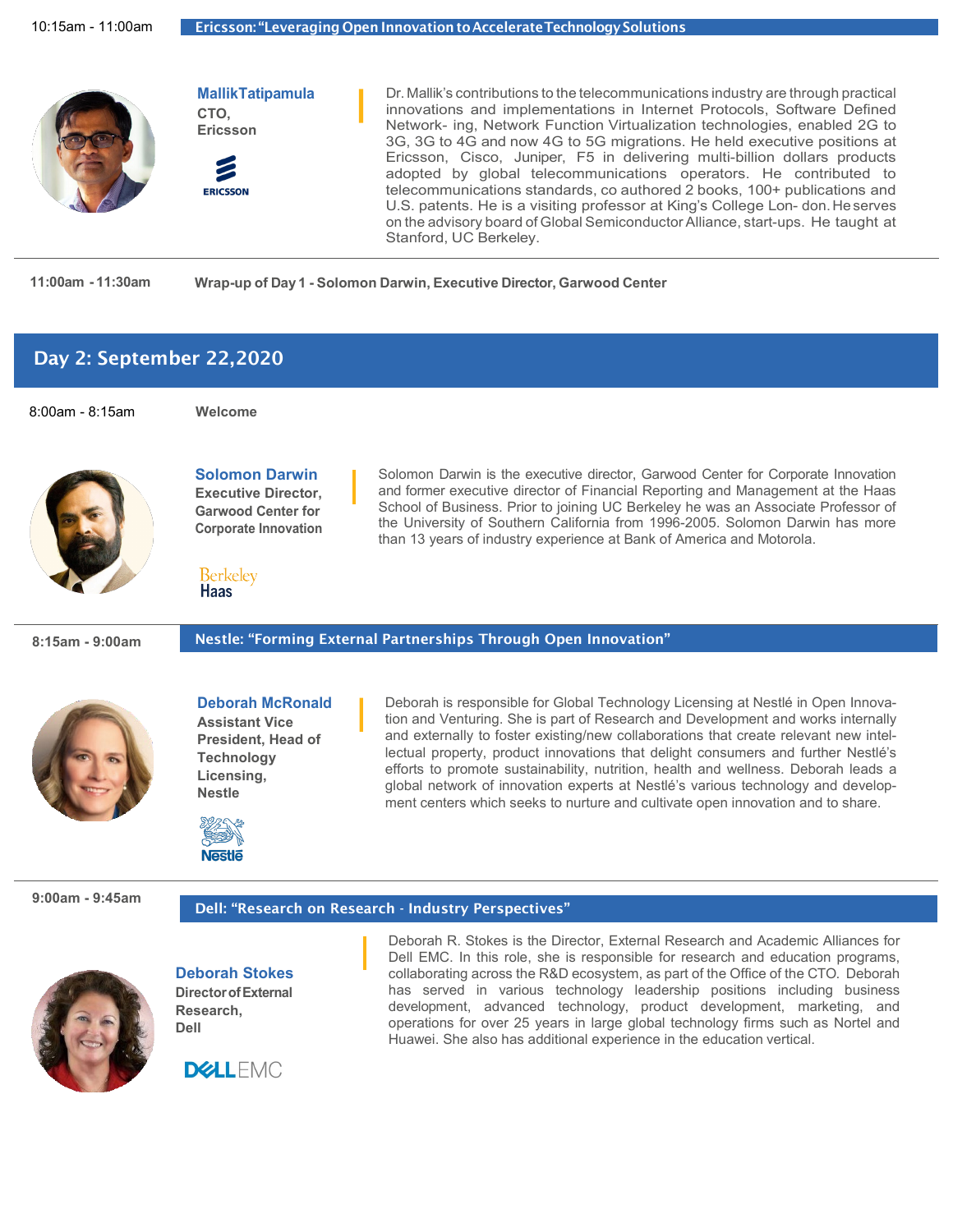10:15am - 11:00am **Ericsson: "Leveraging Open Innovation to Accelerate Technology Solutions**

**Mallik Tatipamula**
**CTO,**
**Ericsson**

Dr. Mallik's contributions to the telecommunications industry are through practical innovations and implementations in Internet Protocols, Software Defined Network- ing, Network Function Virtualization technologies, enabled 2G to 3G, 3G to 4G and now 4G to 5G migrations. He held executive positions at Ericsson, Cisco, Juniper, F5 in delivering multi-billion dollars products adopted by global telecommunications operators. He contributed to telecommunications standards, co authored 2 books, 100+ publications and U.S. patents. He is a visiting professor at King's College Lon- don. He serves on the advisory board of Global Semiconductor Alliance, start-ups. He taught at Stanford, UC Berkeley.

**11:00am - 11:30am** **Wrap-up of Day 1 - Solomon Darwin, Executive Director, Garwood Center**

## Day 2: September 22,2020

8:00am - 8:15am **Welcome**

**Solomon Darwin**
**Executive Director,**
**Garwood Center for Corporate Innovation**

Solomon Darwin is the executive director, Garwood Center for Corporate Innovation and former executive director of Financial Reporting and Management at the Haas School of Business. Prior to joining UC Berkeley he was an Associate Professor of the University of Southern California from 1996-2005. Solomon Darwin has more than 13 years of industry experience at Bank of America and Motorola.

**8:15am - 9:00am** **Nestle: "Forming External Partnerships Through Open Innovation"**

**Deborah McRonald**
**Assistant Vice President, Head of Technology Licensing,**
**Nestle**

Deborah is responsible for Global Technology Licensing at Nestlé in Open Innovation and Venturing. She is part of Research and Development and works internally and externally to foster existing/new collaborations that create relevant new intellectual property, product innovations that delight consumers and further Nestlé's efforts to promote sustainability, nutrition, health and wellness. Deborah leads a global network of innovation experts at Nestlé's various technology and development centers which seeks to nurture and cultivate open innovation and to share.

**9:00am - 9:45am** **Dell: "Research on Research - Industry Perspectives"**

**Deborah Stokes**
**Director of External Research,**
**Dell**

Deborah R. Stokes is the Director, External Research and Academic Alliances for Dell EMC. In this role, she is responsible for research and education programs, collaborating across the R&D ecosystem, as part of the Office of the CTO. Deborah has served in various technology leadership positions including business development, advanced technology, product development, marketing, and operations for over 25 years in large global technology firms such as Nortel and Huawei. She also has additional experience in the education vertical.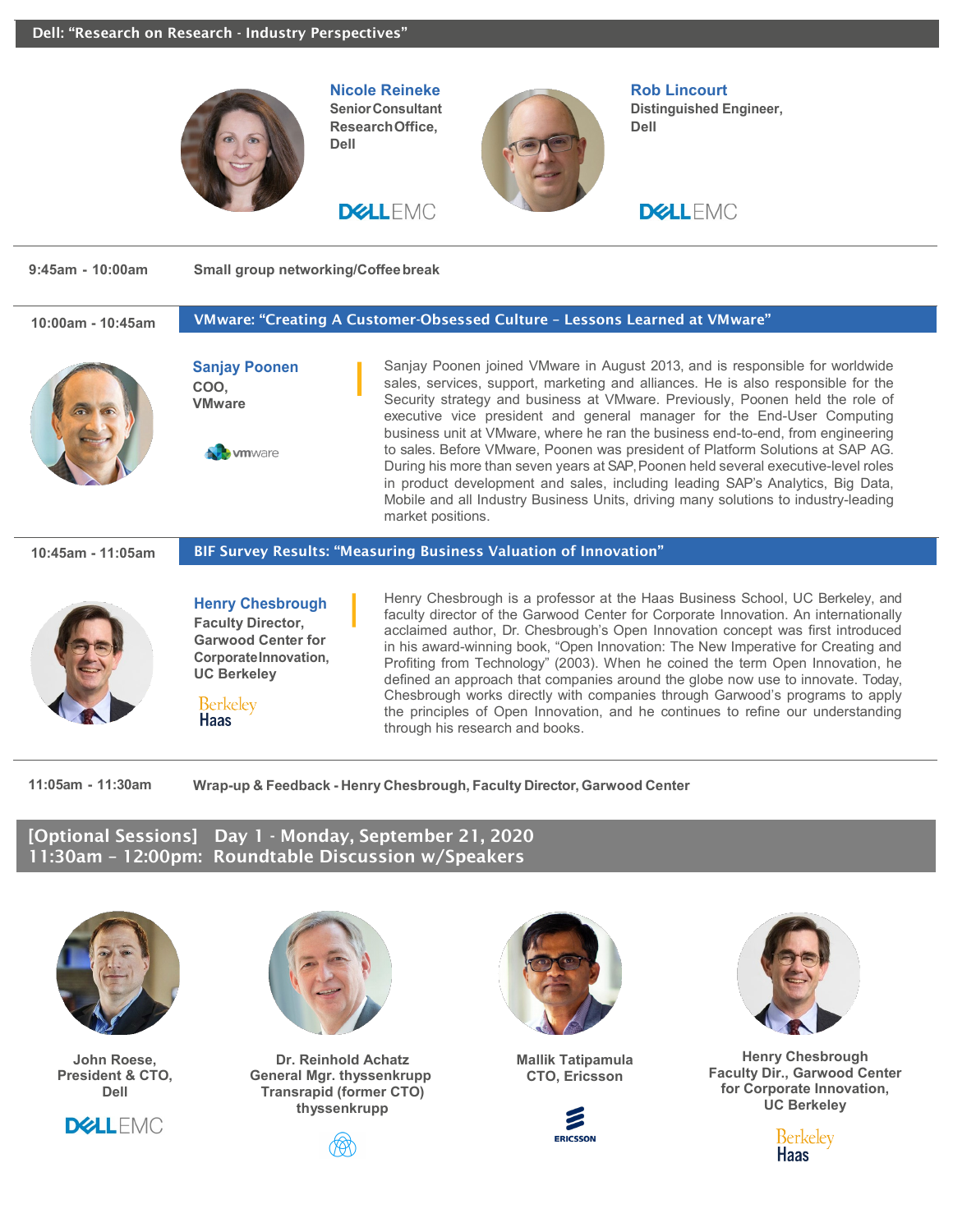## Dell: "Research on Research - Industry Perspectives"

**Nicole Reineke**
Senior Consultant
Research Office,
Dell

DELL EMC

**Rob Lincourt**
Distinguished Engineer,
Dell

DELL EMC

---

**9:45am - 10:00am** Small group networking/Coffee break

---

**10:00am - 10:45am**

## VMware: "Creating A Customer-Obsessed Culture – Lessons Learned at VMware"

**Sanjay Poonen**
COO,
VMware

vmware

Sanjay Poonen joined VMware in August 2013, and is responsible for worldwide sales, services, support, marketing and alliances. He is also responsible for the Security strategy and business at VMware. Previously, Poonen held the role of executive vice president and general manager for the End-User Computing business unit at VMware, where he ran the business end-to-end, from engineering to sales. Before VMware, Poonen was president of Platform Solutions at SAP AG. During his more than seven years at SAP, Poonen held several executive-level roles in product development and sales, including leading SAP's Analytics, Big Data, Mobile and all Industry Business Units, driving many solutions to industry-leading market positions.

---

**10:45am - 11:05am**

## BIF Survey Results: "Measuring Business Valuation of Innovation"

**Henry Chesbrough**
Faculty Director,
Garwood Center for
Corporate Innovation,
UC Berkeley

Berkeley Haas

Henry Chesbrough is a professor at the Haas Business School, UC Berkeley, and faculty director of the Garwood Center for Corporate Innovation. An internationally acclaimed author, Dr. Chesbrough's Open Innovation concept was first introduced in his award-winning book, "Open Innovation: The New Imperative for Creating and Profiting from Technology" (2003). When he coined the term Open Innovation, he defined an approach that companies around the globe now use to innovate. Today, Chesbrough works directly with companies through Garwood's programs to apply the principles of Open Innovation, and he continues to refine our understanding through his research and books.

---

**11:05am - 11:30am** Wrap-up & Feedback - Henry Chesbrough, Faculty Director, Garwood Center

## [Optional Sessions] Day 1 - Monday, September 21, 2020
## 11:30am – 12:00pm: Roundtable Discussion w/Speakers

**John Roese,**
**President & CTO,**
**Dell**

DELL EMC

**Dr. Reinhold Achatz**
**General Mgr. thyssenkrupp**
**Transrapid (former CTO)**
**thyssenkrupp**

**Mallik Tatipamula**
**CTO, Ericsson**

ERICSSON

**Henry Chesbrough**
**Faculty Dir., Garwood Center**
**for Corporate Innovation,**
**UC Berkeley**

Berkeley Haas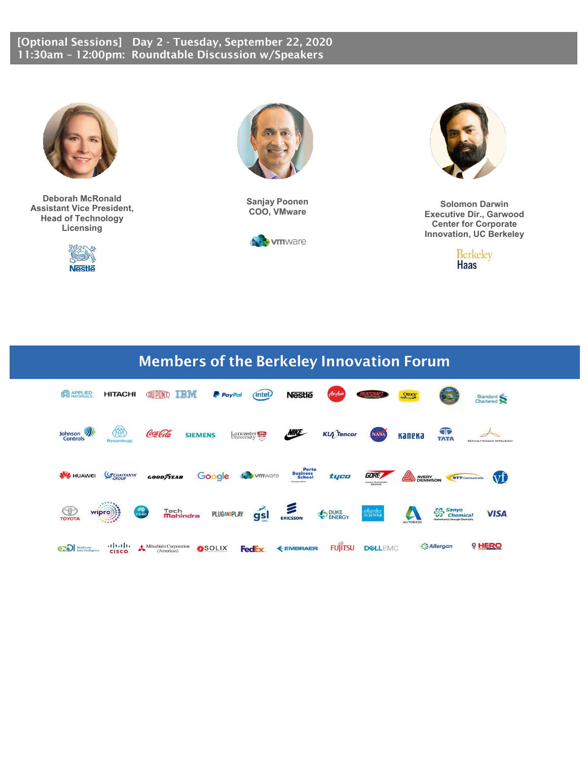## [Optional Sessions] Day 2 - Tuesday, September 22, 2020
## 11:30am – 12:00pm: Roundtable Discussion w/Speakers

**Deborah McRonald**
**Assistant Vice President, Head of Technology Licensing**

Nestlé

**Sanjay Poonen**
**COO, VMware**

vmware

**Solomon Darwin**
**Executive Dir., Garwood Center for Corporate Innovation, UC Berkeley**

Berkeley Haas

## Members of the Berkeley Innovation Forum

APPLIED MATERIALS, HITACHI, DUPONT, IBM, PayPal, intel, Nestlé, AirAsia, HEATCRAFT, Otter, Standard Chartered

Johnson Controls, thyssenkrupp, Coca-Cola, SIEMENS, Lancaster University, NIKE, KLA Tencor, NASA, KANEKA, TATA, RENAULT NISSAN MITSUBISHI

HUAWEI, CHAITANYA GROUP, GOODYEAR, Google, vmware, Porto Business School, tyco, GORE, AVERY DENNISON, NTT Communications, vf

TOYOTA, wipro, CSIRO, Tech Mahindra, PLUGANDPLAY, gsl labs, ERICSSON, DUKE ENERGY, charles SCHWAB, AUTODESK, Sanyo Chemical, VISA

EZDI Healthcare Data Intelligence, CISCO, Mitsubishi Corporation (Americas), SOLIX, FedEx, EMBRAER, FUJITSU, DELL EMC, Allergan, HERO